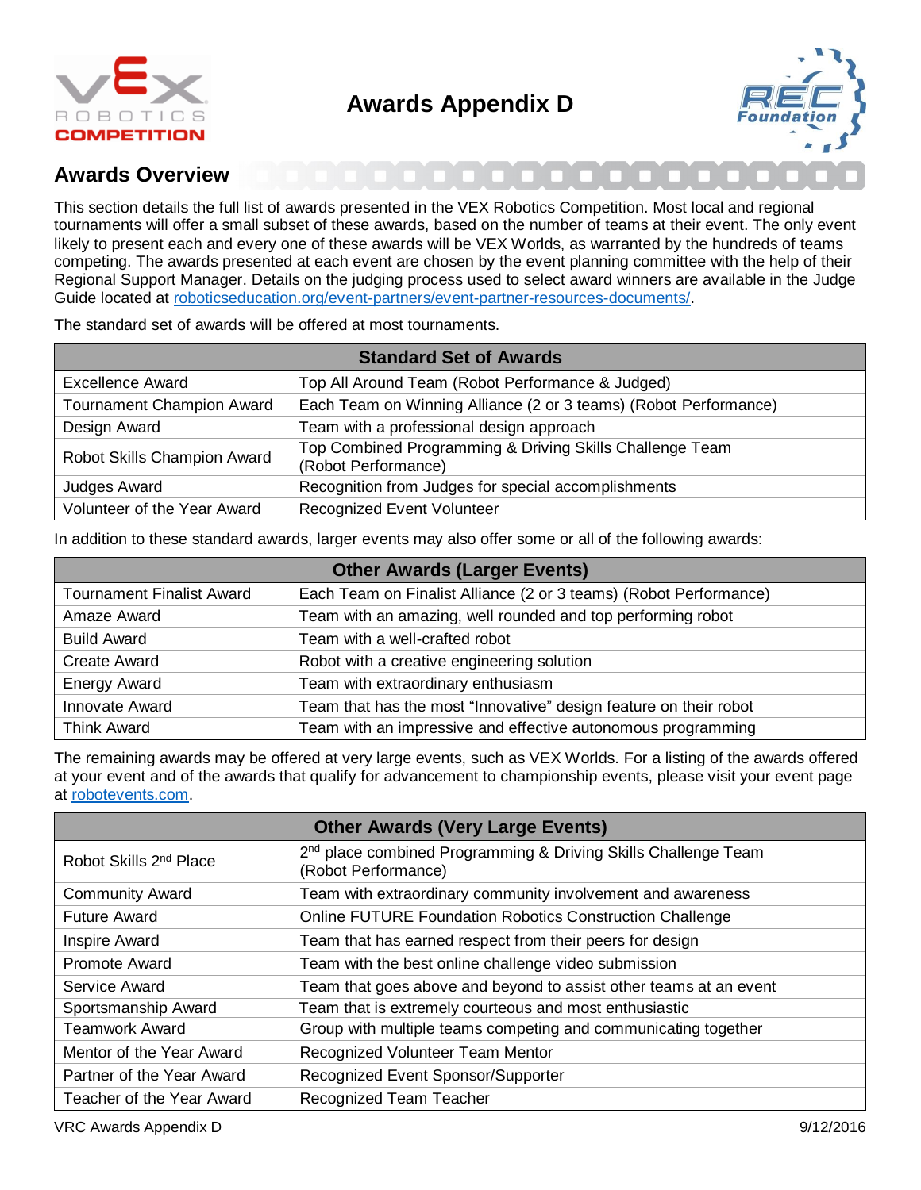# Awards Appendix D

## Awards Overview

This section details the full list of awards presented in the VEX Robotics Competition. Most local and regional tournaments will offer a small subset of these awards, based on the number of teams at their event. The only event likely to present each and every one of these awards will be VEX Worlds, as warranted by the hundreds of teams competing. The awards presented at each event are chosen by the event planning committee with the help of their Regional Support Manager. Details on the judging process used to select award winners are available in the Judge Guide located at roboticseducation.org/event-partners/event-partner-resources-documents/.

The standard set of awards will be offered at most tournaments.

| Standard Set of Awards | |
|---|---|
| Excellence Award | Top All Around Team (Robot Performance & Judged) |
| Tournament Champion Award | Each Team on Winning Alliance (2 or 3 teams) (Robot Performance) |
| Design Award | Team with a professional design approach |
| Robot Skills Champion Award | Top Combined Programming & Driving Skills Challenge Team (Robot Performance) |
| Judges Award | Recognition from Judges for special accomplishments |
| Volunteer of the Year Award | Recognized Event Volunteer |

In addition to these standard awards, larger events may also offer some or all of the following awards:

| Other Awards (Larger Events) | |
|---|---|
| Tournament Finalist Award | Each Team on Finalist Alliance (2 or 3 teams) (Robot Performance) |
| Amaze Award | Team with an amazing, well rounded and top performing robot |
| Build Award | Team with a well-crafted robot |
| Create Award | Robot with a creative engineering solution |
| Energy Award | Team with extraordinary enthusiasm |
| Innovate Award | Team that has the most "Innovative" design feature on their robot |
| Think Award | Team with an impressive and effective autonomous programming |

The remaining awards may be offered at very large events, such as VEX Worlds. For a listing of the awards offered at your event and of the awards that qualify for advancement to championship events, please visit your event page at robotevents.com.

| Other Awards (Very Large Events) | |
|---|---|
| Robot Skills 2nd Place | 2nd place combined Programming & Driving Skills Challenge Team (Robot Performance) |
| Community Award | Team with extraordinary community involvement and awareness |
| Future Award | Online FUTURE Foundation Robotics Construction Challenge |
| Inspire Award | Team that has earned respect from their peers for design |
| Promote Award | Team with the best online challenge video submission |
| Service Award | Team that goes above and beyond to assist other teams at an event |
| Sportsmanship Award | Team that is extremely courteous and most enthusiastic |
| Teamwork Award | Group with multiple teams competing and communicating together |
| Mentor of the Year Award | Recognized Volunteer Team Mentor |
| Partner of the Year Award | Recognized Event Sponsor/Supporter |
| Teacher of the Year Award | Recognized Team Teacher |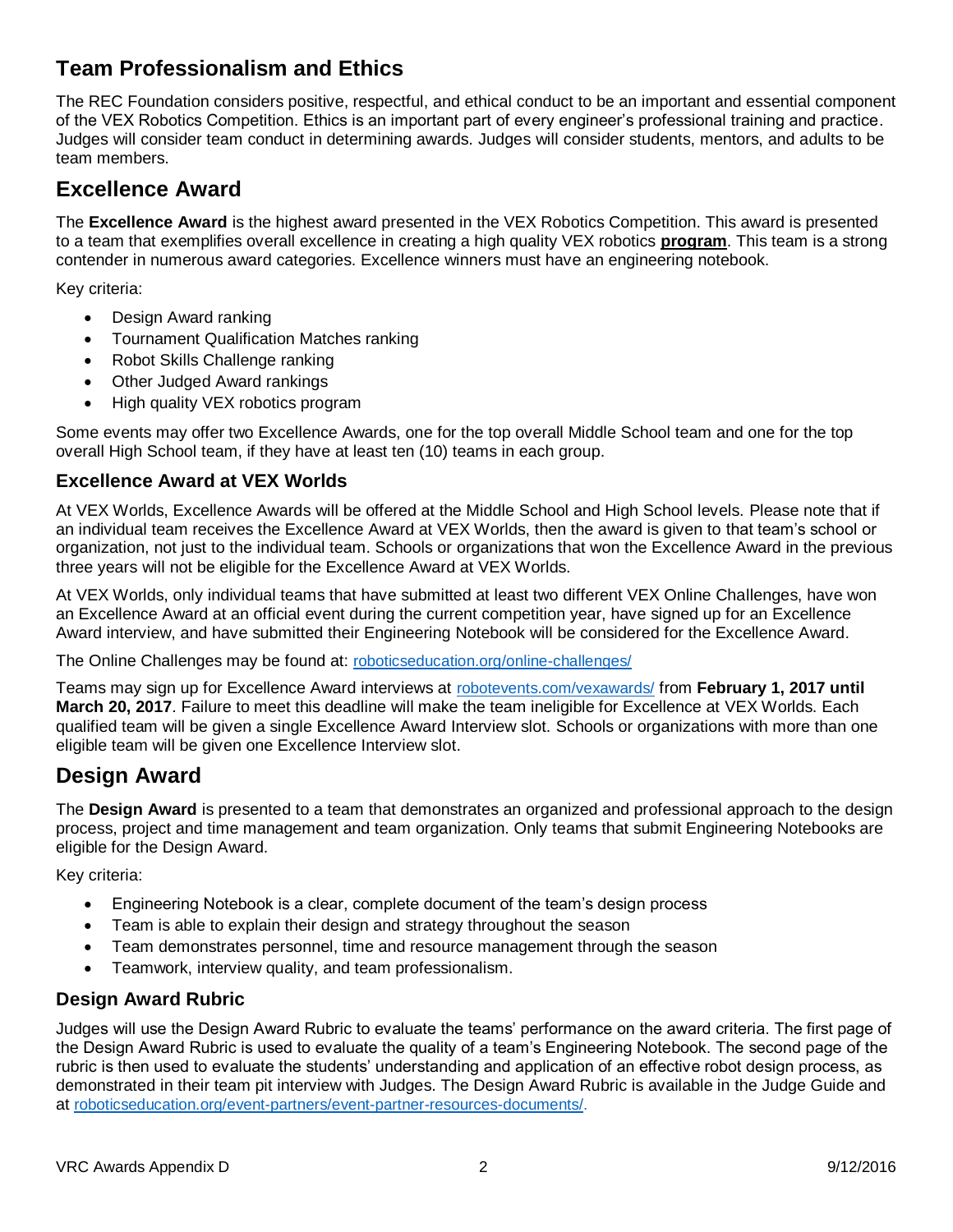## Team Professionalism and Ethics

The REC Foundation considers positive, respectful, and ethical conduct to be an important and essential component of the VEX Robotics Competition. Ethics is an important part of every engineer's professional training and practice. Judges will consider team conduct in determining awards. Judges will consider students, mentors, and adults to be team members.

## Excellence Award

The **Excellence Award** is the highest award presented in the VEX Robotics Competition. This award is presented to a team that exemplifies overall excellence in creating a high quality VEX robotics **program**. This team is a strong contender in numerous award categories. Excellence winners must have an engineering notebook.

Key criteria:

- Design Award ranking
- Tournament Qualification Matches ranking
- Robot Skills Challenge ranking
- Other Judged Award rankings
- High quality VEX robotics program

Some events may offer two Excellence Awards, one for the top overall Middle School team and one for the top overall High School team, if they have at least ten (10) teams in each group.

### Excellence Award at VEX Worlds

At VEX Worlds, Excellence Awards will be offered at the Middle School and High School levels. Please note that if an individual team receives the Excellence Award at VEX Worlds, then the award is given to that team's school or organization, not just to the individual team. Schools or organizations that won the Excellence Award in the previous three years will not be eligible for the Excellence Award at VEX Worlds.

At VEX Worlds, only individual teams that have submitted at least two different VEX Online Challenges, have won an Excellence Award at an official event during the current competition year, have signed up for an Excellence Award interview, and have submitted their Engineering Notebook will be considered for the Excellence Award.

The Online Challenges may be found at: roboticseducation.org/online-challenges/

Teams may sign up for Excellence Award interviews at robotevents.com/vexawards/ from **February 1, 2017 until March 20, 2017**. Failure to meet this deadline will make the team ineligible for Excellence at VEX Worlds. Each qualified team will be given a single Excellence Award Interview slot. Schools or organizations with more than one eligible team will be given one Excellence Interview slot.

## Design Award

The **Design Award** is presented to a team that demonstrates an organized and professional approach to the design process, project and time management and team organization. Only teams that submit Engineering Notebooks are eligible for the Design Award.

Key criteria:

- Engineering Notebook is a clear, complete document of the team's design process
- Team is able to explain their design and strategy throughout the season
- Team demonstrates personnel, time and resource management through the season
- Teamwork, interview quality, and team professionalism.

### Design Award Rubric

Judges will use the Design Award Rubric to evaluate the teams' performance on the award criteria. The first page of the Design Award Rubric is used to evaluate the quality of a team's Engineering Notebook. The second page of the rubric is then used to evaluate the students' understanding and application of an effective robot design process, as demonstrated in their team pit interview with Judges. The Design Award Rubric is available in the Judge Guide and at roboticseducation.org/event-partners/event-partner-resources-documents/.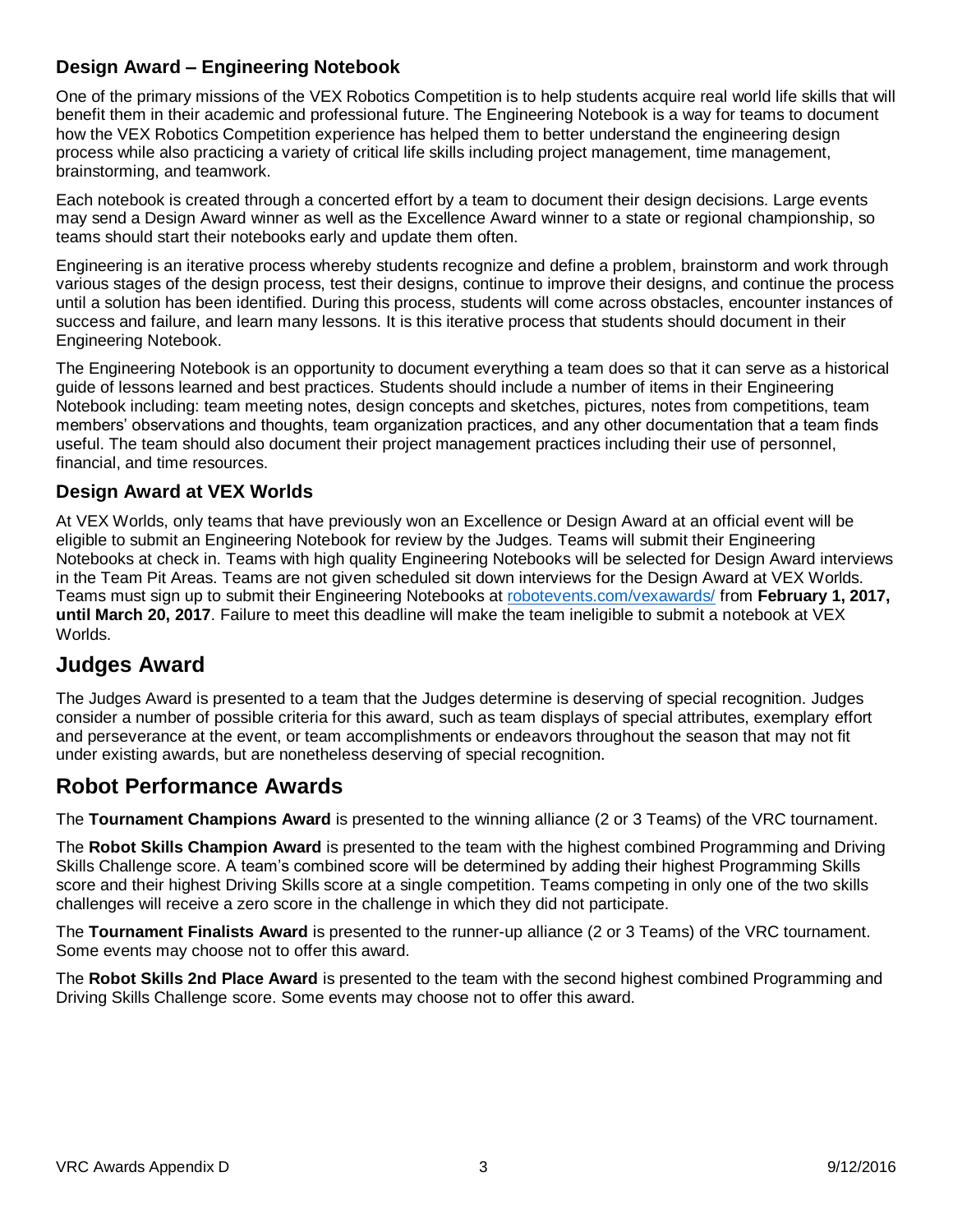### Design Award – Engineering Notebook

One of the primary missions of the VEX Robotics Competition is to help students acquire real world life skills that will benefit them in their academic and professional future. The Engineering Notebook is a way for teams to document how the VEX Robotics Competition experience has helped them to better understand the engineering design process while also practicing a variety of critical life skills including project management, time management, brainstorming, and teamwork.

Each notebook is created through a concerted effort by a team to document their design decisions. Large events may send a Design Award winner as well as the Excellence Award winner to a state or regional championship, so teams should start their notebooks early and update them often.

Engineering is an iterative process whereby students recognize and define a problem, brainstorm and work through various stages of the design process, test their designs, continue to improve their designs, and continue the process until a solution has been identified. During this process, students will come across obstacles, encounter instances of success and failure, and learn many lessons. It is this iterative process that students should document in their Engineering Notebook.

The Engineering Notebook is an opportunity to document everything a team does so that it can serve as a historical guide of lessons learned and best practices. Students should include a number of items in their Engineering Notebook including: team meeting notes, design concepts and sketches, pictures, notes from competitions, team members' observations and thoughts, team organization practices, and any other documentation that a team finds useful. The team should also document their project management practices including their use of personnel, financial, and time resources.

### Design Award at VEX Worlds

At VEX Worlds, only teams that have previously won an Excellence or Design Award at an official event will be eligible to submit an Engineering Notebook for review by the Judges. Teams will submit their Engineering Notebooks at check in. Teams with high quality Engineering Notebooks will be selected for Design Award interviews in the Team Pit Areas. Teams are not given scheduled sit down interviews for the Design Award at VEX Worlds. Teams must sign up to submit their Engineering Notebooks at [robotevents.com/vexawards/](robotevents.com/vexawards/) from **February 1, 2017, until March 20, 2017**. Failure to meet this deadline will make the team ineligible to submit a notebook at VEX Worlds.

## Judges Award

The Judges Award is presented to a team that the Judges determine is deserving of special recognition. Judges consider a number of possible criteria for this award, such as team displays of special attributes, exemplary effort and perseverance at the event, or team accomplishments or endeavors throughout the season that may not fit under existing awards, but are nonetheless deserving of special recognition.

## Robot Performance Awards

The **Tournament Champions Award** is presented to the winning alliance (2 or 3 Teams) of the VRC tournament.

The **Robot Skills Champion Award** is presented to the team with the highest combined Programming and Driving Skills Challenge score. A team's combined score will be determined by adding their highest Programming Skills score and their highest Driving Skills score at a single competition. Teams competing in only one of the two skills challenges will receive a zero score in the challenge in which they did not participate.

The **Tournament Finalists Award** is presented to the runner-up alliance (2 or 3 Teams) of the VRC tournament. Some events may choose not to offer this award.

The **Robot Skills 2nd Place Award** is presented to the team with the second highest combined Programming and Driving Skills Challenge score. Some events may choose not to offer this award.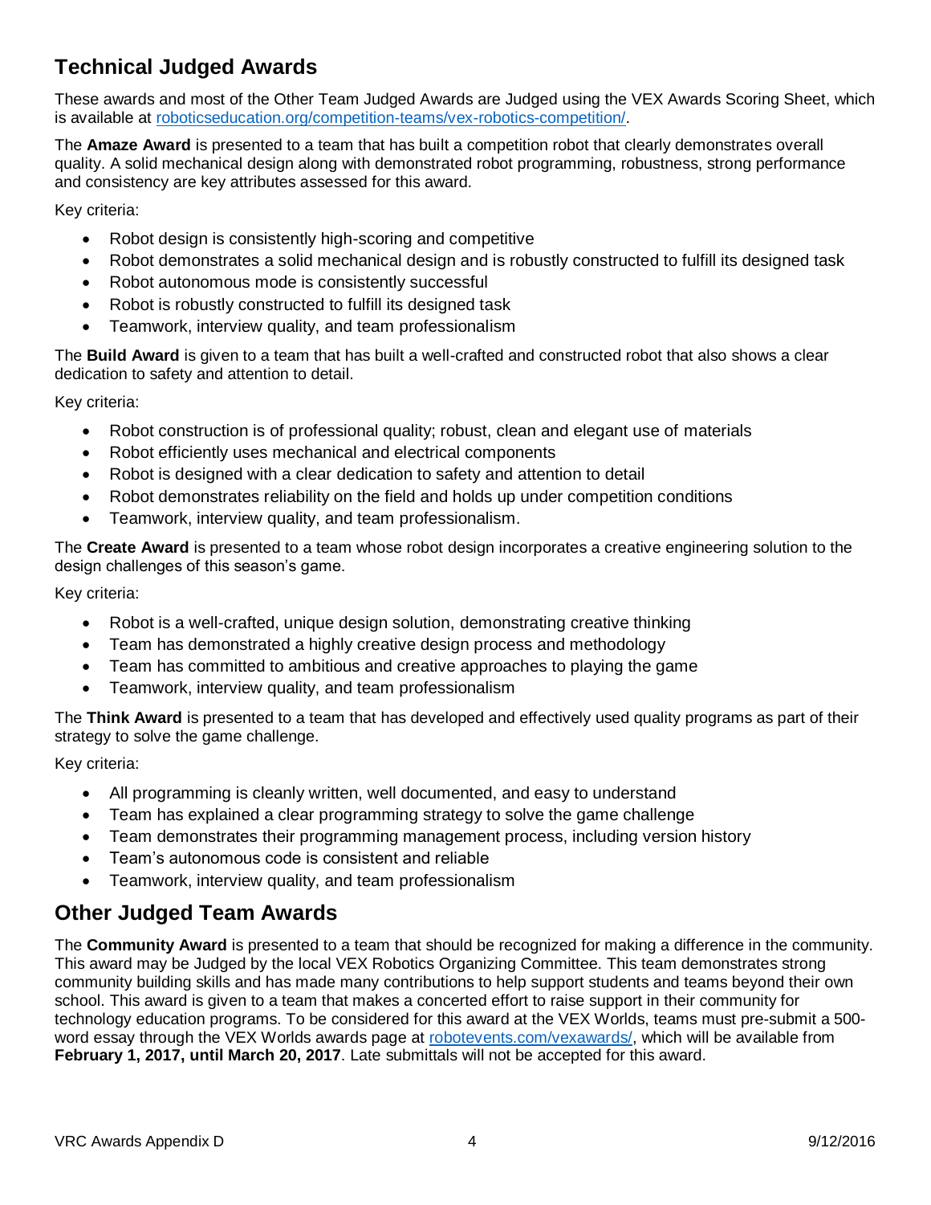## Technical Judged Awards

These awards and most of the Other Team Judged Awards are Judged using the VEX Awards Scoring Sheet, which is available at roboticseducation.org/competition-teams/vex-robotics-competition/.

The **Amaze Award** is presented to a team that has built a competition robot that clearly demonstrates overall quality. A solid mechanical design along with demonstrated robot programming, robustness, strong performance and consistency are key attributes assessed for this award.

Key criteria:

- Robot design is consistently high-scoring and competitive
- Robot demonstrates a solid mechanical design and is robustly constructed to fulfill its designed task
- Robot autonomous mode is consistently successful
- Robot is robustly constructed to fulfill its designed task
- Teamwork, interview quality, and team professionalism

The **Build Award** is given to a team that has built a well-crafted and constructed robot that also shows a clear dedication to safety and attention to detail.

Key criteria:

- Robot construction is of professional quality; robust, clean and elegant use of materials
- Robot efficiently uses mechanical and electrical components
- Robot is designed with a clear dedication to safety and attention to detail
- Robot demonstrates reliability on the field and holds up under competition conditions
- Teamwork, interview quality, and team professionalism.

The **Create Award** is presented to a team whose robot design incorporates a creative engineering solution to the design challenges of this season's game.

Key criteria:

- Robot is a well-crafted, unique design solution, demonstrating creative thinking
- Team has demonstrated a highly creative design process and methodology
- Team has committed to ambitious and creative approaches to playing the game
- Teamwork, interview quality, and team professionalism

The **Think Award** is presented to a team that has developed and effectively used quality programs as part of their strategy to solve the game challenge.

Key criteria:

- All programming is cleanly written, well documented, and easy to understand
- Team has explained a clear programming strategy to solve the game challenge
- Team demonstrates their programming management process, including version history
- Team's autonomous code is consistent and reliable
- Teamwork, interview quality, and team professionalism

## Other Judged Team Awards

The **Community Award** is presented to a team that should be recognized for making a difference in the community. This award may be Judged by the local VEX Robotics Organizing Committee. This team demonstrates strong community building skills and has made many contributions to help support students and teams beyond their own school. This award is given to a team that makes a concerted effort to raise support in their community for technology education programs. To be considered for this award at the VEX Worlds, teams must pre-submit a 500-word essay through the VEX Worlds awards page at robotevents.com/vexawards/, which will be available from **February 1, 2017, until March 20, 2017**. Late submittals will not be accepted for this award.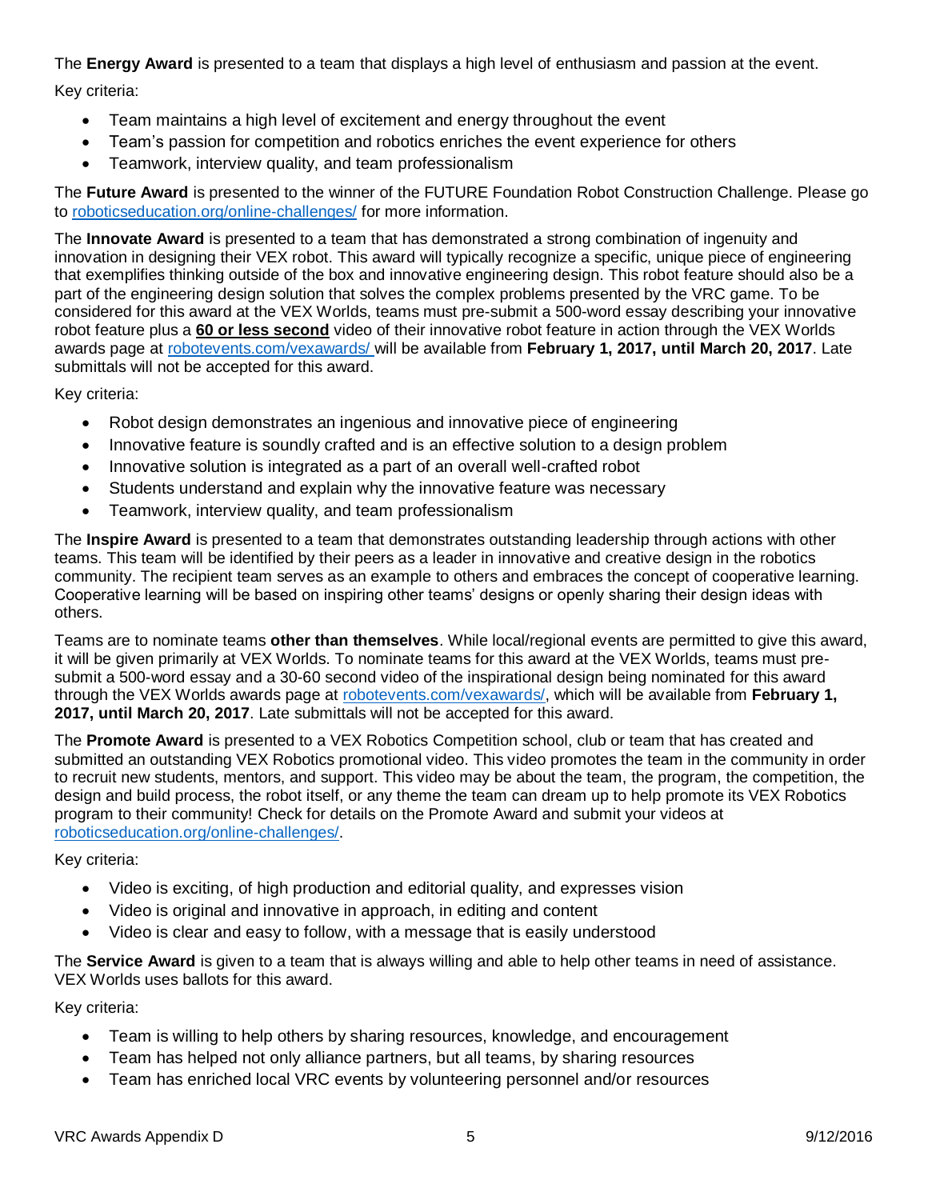The **Energy Award** is presented to a team that displays a high level of enthusiasm and passion at the event.

Key criteria:

- Team maintains a high level of excitement and energy throughout the event
- Team's passion for competition and robotics enriches the event experience for others
- Teamwork, interview quality, and team professionalism

The **Future Award** is presented to the winner of the FUTURE Foundation Robot Construction Challenge. Please go to roboticseducation.org/online-challenges/ for more information.

The **Innovate Award** is presented to a team that has demonstrated a strong combination of ingenuity and innovation in designing their VEX robot. This award will typically recognize a specific, unique piece of engineering that exemplifies thinking outside of the box and innovative engineering design. This robot feature should also be a part of the engineering design solution that solves the complex problems presented by the VRC game. To be considered for this award at the VEX Worlds, teams must pre-submit a 500-word essay describing your innovative robot feature plus a **60 or less second** video of their innovative robot feature in action through the VEX Worlds awards page at robotevents.com/vexawards/ will be available from **February 1, 2017, until March 20, 2017**. Late submittals will not be accepted for this award.

Key criteria:

- Robot design demonstrates an ingenious and innovative piece of engineering
- Innovative feature is soundly crafted and is an effective solution to a design problem
- Innovative solution is integrated as a part of an overall well-crafted robot
- Students understand and explain why the innovative feature was necessary
- Teamwork, interview quality, and team professionalism

The **Inspire Award** is presented to a team that demonstrates outstanding leadership through actions with other teams. This team will be identified by their peers as a leader in innovative and creative design in the robotics community. The recipient team serves as an example to others and embraces the concept of cooperative learning. Cooperative learning will be based on inspiring other teams' designs or openly sharing their design ideas with others.

Teams are to nominate teams **other than themselves**. While local/regional events are permitted to give this award, it will be given primarily at VEX Worlds. To nominate teams for this award at the VEX Worlds, teams must pre-submit a 500-word essay and a 30-60 second video of the inspirational design being nominated for this award through the VEX Worlds awards page at robotevents.com/vexawards/, which will be available from **February 1, 2017, until March 20, 2017**. Late submittals will not be accepted for this award.

The **Promote Award** is presented to a VEX Robotics Competition school, club or team that has created and submitted an outstanding VEX Robotics promotional video. This video promotes the team in the community in order to recruit new students, mentors, and support. This video may be about the team, the program, the competition, the design and build process, the robot itself, or any theme the team can dream up to help promote its VEX Robotics program to their community! Check for details on the Promote Award and submit your videos at roboticseducation.org/online-challenges/.

Key criteria:

- Video is exciting, of high production and editorial quality, and expresses vision
- Video is original and innovative in approach, in editing and content
- Video is clear and easy to follow, with a message that is easily understood

The **Service Award** is given to a team that is always willing and able to help other teams in need of assistance. VEX Worlds uses ballots for this award.

Key criteria:

- Team is willing to help others by sharing resources, knowledge, and encouragement
- Team has helped not only alliance partners, but all teams, by sharing resources
- Team has enriched local VRC events by volunteering personnel and/or resources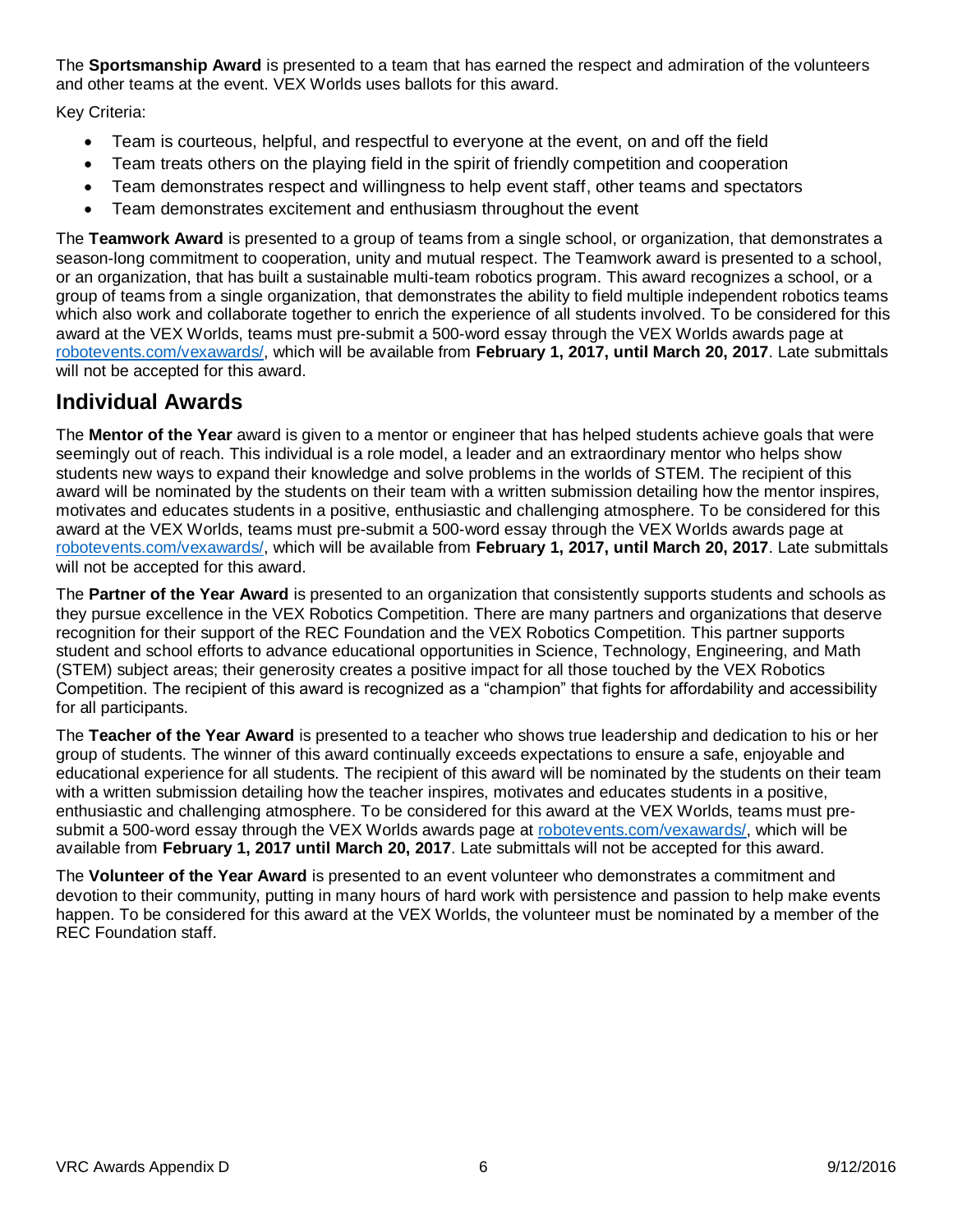The **Sportsmanship Award** is presented to a team that has earned the respect and admiration of the volunteers and other teams at the event. VEX Worlds uses ballots for this award.

Key Criteria:

- Team is courteous, helpful, and respectful to everyone at the event, on and off the field
- Team treats others on the playing field in the spirit of friendly competition and cooperation
- Team demonstrates respect and willingness to help event staff, other teams and spectators
- Team demonstrates excitement and enthusiasm throughout the event

The **Teamwork Award** is presented to a group of teams from a single school, or organization, that demonstrates a season-long commitment to cooperation, unity and mutual respect. The Teamwork award is presented to a school, or an organization, that has built a sustainable multi-team robotics program. This award recognizes a school, or a group of teams from a single organization, that demonstrates the ability to field multiple independent robotics teams which also work and collaborate together to enrich the experience of all students involved. To be considered for this award at the VEX Worlds, teams must pre-submit a 500-word essay through the VEX Worlds awards page at robotevents.com/vexawards/, which will be available from **February 1, 2017, until March 20, 2017**. Late submittals will not be accepted for this award.

## Individual Awards

The **Mentor of the Year** award is given to a mentor or engineer that has helped students achieve goals that were seemingly out of reach. This individual is a role model, a leader and an extraordinary mentor who helps show students new ways to expand their knowledge and solve problems in the worlds of STEM. The recipient of this award will be nominated by the students on their team with a written submission detailing how the mentor inspires, motivates and educates students in a positive, enthusiastic and challenging atmosphere. To be considered for this award at the VEX Worlds, teams must pre-submit a 500-word essay through the VEX Worlds awards page at robotevents.com/vexawards/, which will be available from **February 1, 2017, until March 20, 2017**. Late submittals will not be accepted for this award.

The **Partner of the Year Award** is presented to an organization that consistently supports students and schools as they pursue excellence in the VEX Robotics Competition. There are many partners and organizations that deserve recognition for their support of the REC Foundation and the VEX Robotics Competition. This partner supports student and school efforts to advance educational opportunities in Science, Technology, Engineering, and Math (STEM) subject areas; their generosity creates a positive impact for all those touched by the VEX Robotics Competition. The recipient of this award is recognized as a "champion" that fights for affordability and accessibility for all participants.

The **Teacher of the Year Award** is presented to a teacher who shows true leadership and dedication to his or her group of students. The winner of this award continually exceeds expectations to ensure a safe, enjoyable and educational experience for all students. The recipient of this award will be nominated by the students on their team with a written submission detailing how the teacher inspires, motivates and educates students in a positive, enthusiastic and challenging atmosphere. To be considered for this award at the VEX Worlds, teams must pre-submit a 500-word essay through the VEX Worlds awards page at robotevents.com/vexawards/, which will be available from **February 1, 2017 until March 20, 2017**. Late submittals will not be accepted for this award.

The **Volunteer of the Year Award** is presented to an event volunteer who demonstrates a commitment and devotion to their community, putting in many hours of hard work with persistence and passion to help make events happen. To be considered for this award at the VEX Worlds, the volunteer must be nominated by a member of the REC Foundation staff.